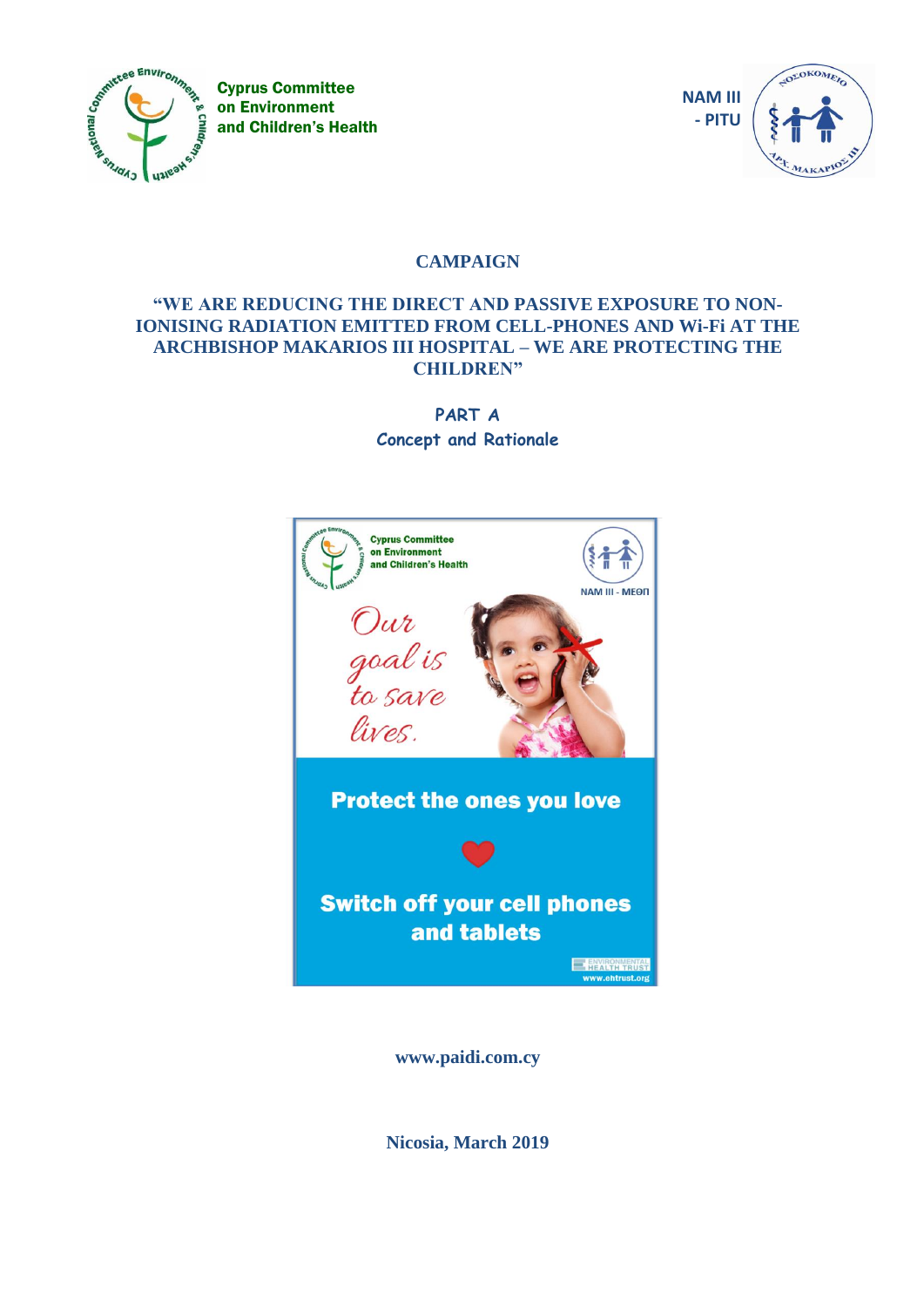Cyprus Committee on Environment and Children's Health

NAM III - PITU

# CAMPAIGN

## "WE ARE REDUCING THE DIRECT AND PASSIVE EXPOSURE TO NON-IONISING RADIATION EMITTED FROM CELL-PHONES AND Wi-Fi AT THE ARCHBISHOP MAKARIOS III HOSPITAL – WE ARE PROTECTING THE CHILDREN"

### PART A
### Concept and Rationale

Cyprus Committee on Environment and Children's Health

NAM III - ΜΕΘΠ

*Our goal is to save lives.*

**Protect the ones you love**

**Switch off your cell phones and tablets**

ENVIRONMENTAL HEALTH TRUST
www.ehtrust.org

**www.paidi.com.cy**

**Nicosia, March 2019**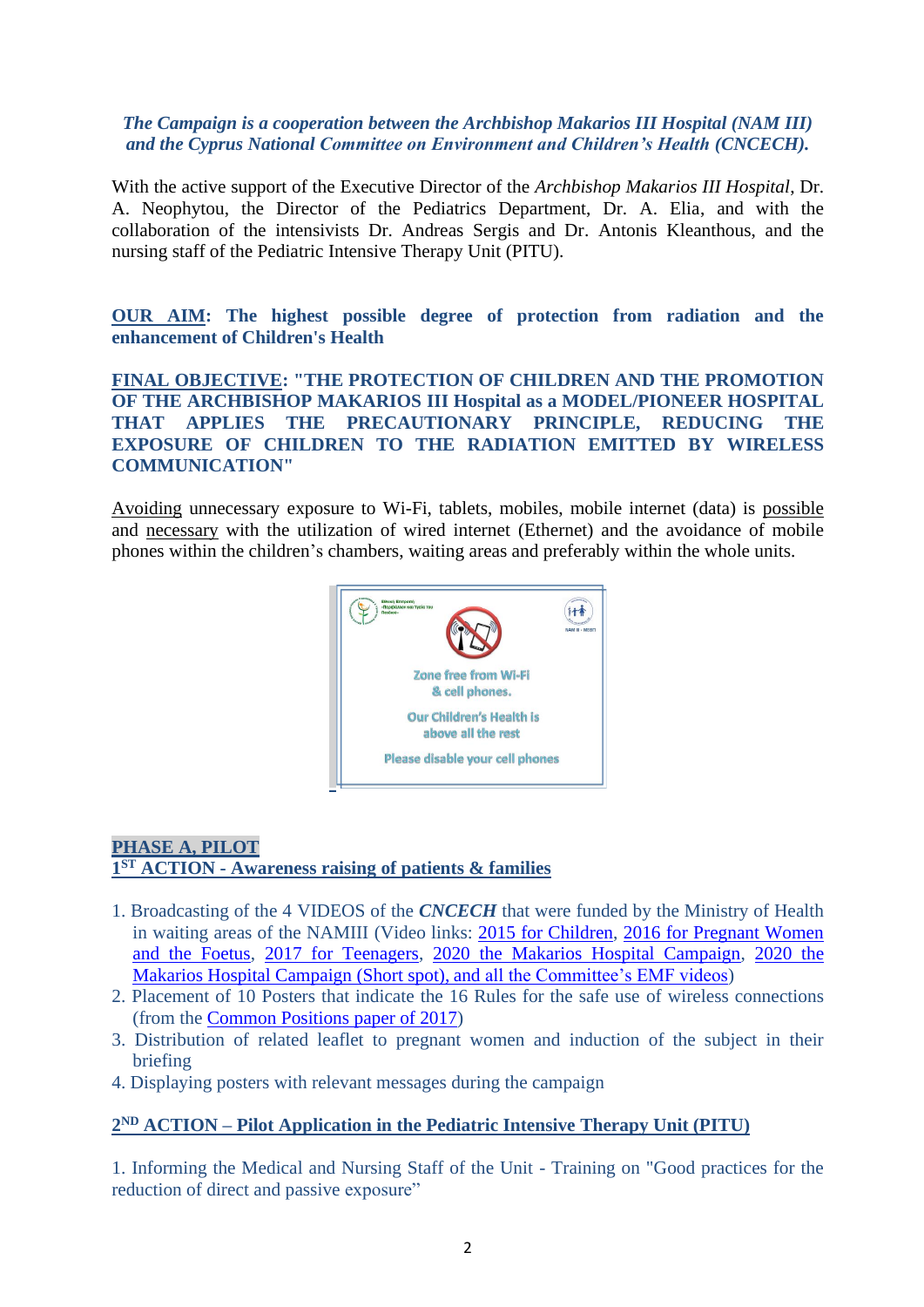*The Campaign is a cooperation between the Archbishop Makarios III Hospital (NAM III) and the Cyprus National Committee on Environment and Children's Health (CNCECH).*

With the active support of the Executive Director of the *Archbishop Makarios III Hospital*, Dr. A. Neophytou, the Director of the Pediatrics Department, Dr. A. Elia, and with the collaboration of the intensivists Dr. Andreas Sergis and Dr. Antonis Kleanthous, and the nursing staff of the Pediatric Intensive Therapy Unit (PITU).

**OUR AIM: The highest possible degree of protection from radiation and the enhancement of Children's Health**

**FINAL OBJECTIVE: "THE PROTECTION OF CHILDREN AND THE PROMOTION OF THE ARCHBISHOP MAKARIOS III Hospital as a MODEL/PIONEER HOSPITAL THAT APPLIES THE PRECAUTIONARY PRINCIPLE, REDUCING THE EXPOSURE OF CHILDREN TO THE RADIATION EMITTED BY WIRELESS COMMUNICATION"**

Avoiding unnecessary exposure to Wi-Fi, tablets, mobiles, mobile internet (data) is possible and necessary with the utilization of wired internet (Ethernet) and the avoidance of mobile phones within the children's chambers, waiting areas and preferably within the whole units.

Zone free from Wi-Fi & cell phones.

Our Children's Health is above all the rest

Please disable your cell phones

## PHASE A, PILOT

### 1ST ACTION - Awareness raising of patients & families

1. Broadcasting of the 4 VIDEOS of the ***CNCECH*** that were funded by the Ministry of Health in waiting areas of the NAMIII (Video links: 2015 for Children, 2016 for Pregnant Women and the Foetus, 2017 for Teenagers, 2020 the Makarios Hospital Campaign, 2020 the Makarios Hospital Campaign (Short spot), and all the Committee's EMF videos)
2. Placement of 10 Posters that indicate the 16 Rules for the safe use of wireless connections (from the Common Positions paper of 2017)
3. Distribution of related leaflet to pregnant women and induction of the subject in their briefing
4. Displaying posters with relevant messages during the campaign

### 2ND ACTION – Pilot Application in the Pediatric Intensive Therapy Unit (PITU)

1. Informing the Medical and Nursing Staff of the Unit - Training on "Good practices for the reduction of direct and passive exposure"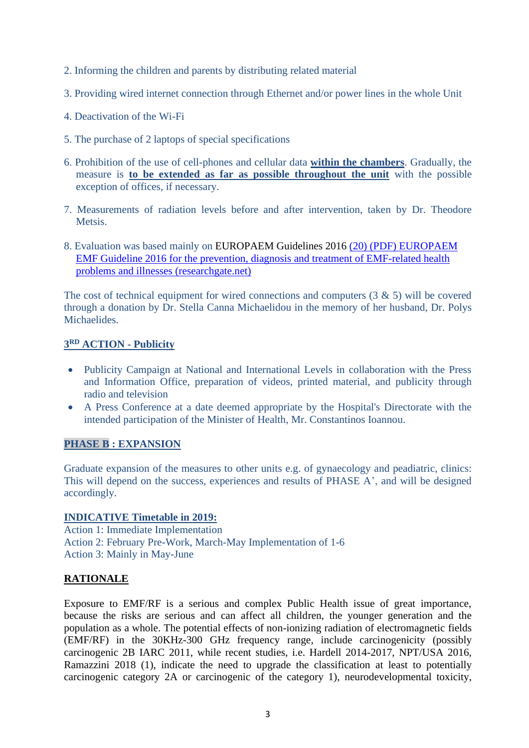2. Informing the children and parents by distributing related material

3. Providing wired internet connection through Ethernet and/or power lines in the whole Unit

4. Deactivation of the Wi-Fi

5. The purchase of 2 laptops of special specifications

6. Prohibition of the use of cell-phones and cellular data **within the chambers**. Gradually, the measure is **to be extended as far as possible throughout the unit** with the possible exception of offices, if necessary.

7. Measurements of radiation levels before and after intervention, taken by Dr. Theodore Metsis.

8. Evaluation was based mainly on EUROPAEM Guidelines 2016 (20) (PDF) EUROPAEM EMF Guideline 2016 for the prevention, diagnosis and treatment of EMF-related health problems and illnesses (researchgate.net)

The cost of technical equipment for wired connections and computers (3 & 5) will be covered through a donation by Dr. Stella Canna Michaelidou in the memory of her husband, Dr. Polys Michaelides.

**3RD ACTION - Publicity**

- Publicity Campaign at National and International Levels in collaboration with the Press and Information Office, preparation of videos, printed material, and publicity through radio and television
- A Press Conference at a date deemed appropriate by the Hospital's Directorate with the intended participation of the Minister of Health, Mr. Constantinos Ioannou.

**PHASE B : EXPANSION**

Graduate expansion of the measures to other units e.g. of gynaecology and peadiatric, clinics: This will depend on the success, experiences and results of PHASE A', and will be designed accordingly.

**INDICATIVE Timetable in 2019:**
Action 1: Immediate Implementation
Action 2: February Pre-Work, March-May Implementation of 1-6
Action 3: Mainly in May-June

**RATIONALE**

Exposure to EMF/RF is a serious and complex Public Health issue of great importance, because the risks are serious and can affect all children, the younger generation and the population as a whole. The potential effects of non-ionizing radiation of electromagnetic fields (EMF/RF) in the 30KHz-300 GHz frequency range, include carcinogenicity (possibly carcinogenic 2B IARC 2011, while recent studies, i.e. Hardell 2014-2017, NPT/USA 2016, Ramazzini 2018 (1), indicate the need to upgrade the classification at least to potentially carcinogenic category 2A or carcinogenic of the category 1), neurodevelopmental toxicity,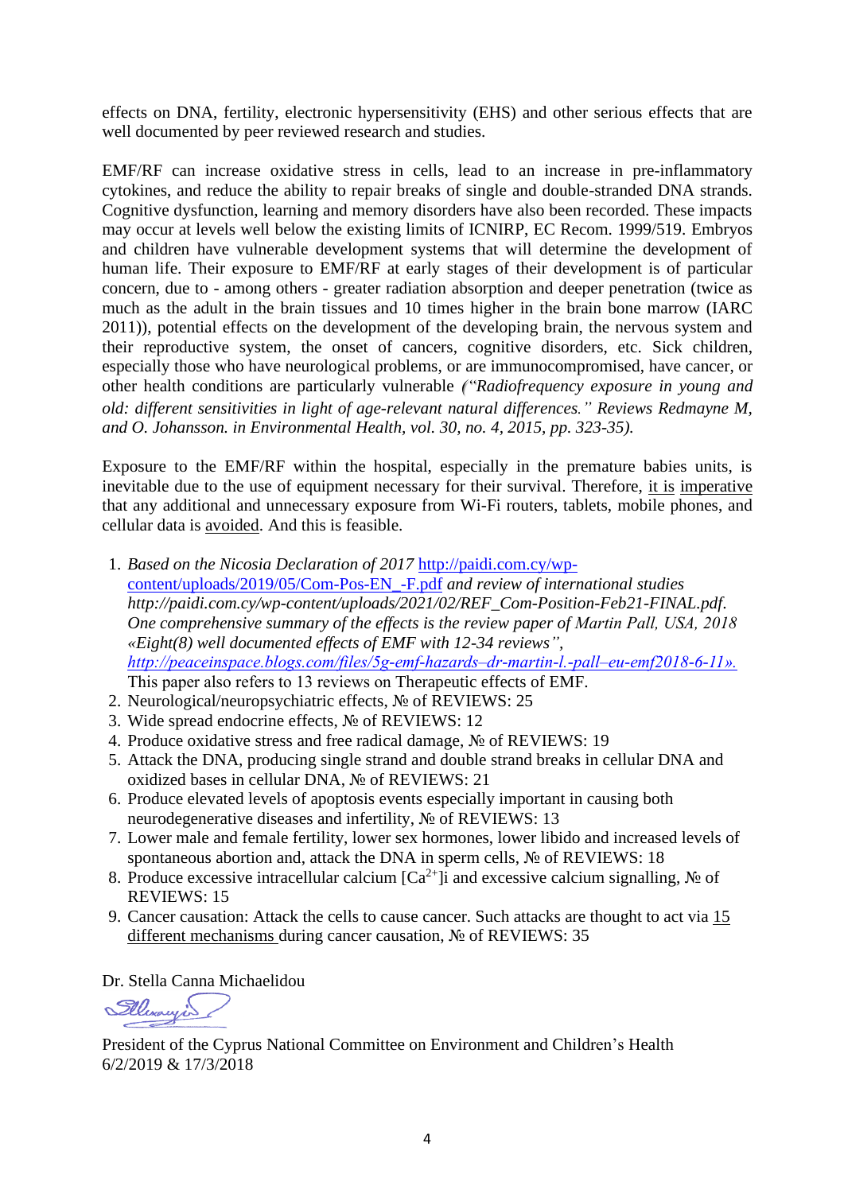effects on DNA, fertility, electronic hypersensitivity (EHS) and other serious effects that are well documented by peer reviewed research and studies.

EMF/RF can increase oxidative stress in cells, lead to an increase in pre-inflammatory cytokines, and reduce the ability to repair breaks of single and double-stranded DNA strands. Cognitive dysfunction, learning and memory disorders have also been recorded. These impacts may occur at levels well below the existing limits of ICNIRP, EC Recom. 1999/519. Embryos and children have vulnerable development systems that will determine the development of human life. Their exposure to EMF/RF at early stages of their development is of particular concern, due to - among others - greater radiation absorption and deeper penetration (twice as much as the adult in the brain tissues and 10 times higher in the brain bone marrow (IARC 2011)), potential effects on the development of the developing brain, the nervous system and their reproductive system, the onset of cancers, cognitive disorders, etc. Sick children, especially those who have neurological problems, or are immunocompromised, have cancer, or other health conditions are particularly vulnerable *("Radiofrequency exposure in young and old: different sensitivities in light of age-relevant natural differences." Reviews Redmayne M, and O. Johansson. in Environmental Health, vol. 30, no. 4, 2015, pp. 323-35).*

Exposure to the EMF/RF within the hospital, especially in the premature babies units, is inevitable due to the use of equipment necessary for their survival. Therefore, it is imperative that any additional and unnecessary exposure from Wi-Fi routers, tablets, mobile phones, and cellular data is avoided. And this is feasible.

1. *Based on the Nicosia Declaration of 2017* http://paidi.com.cy/wp-content/uploads/2019/05/Com-Pos-EN_-F.pdf *and review of international studies http://paidi.com.cy/wp-content/uploads/2021/02/REF_Com-Position-Feb21-FINAL.pdf. One comprehensive summary of the effects is the review paper of Martin Pall, USA, 2018 «Eight(8) well documented effects of EMF with 12-34 reviews", http://peaceinspace.blogs.com/files/5g-emf-hazards–dr-martin-l.-pall–eu-emf2018-6-11».* This paper also refers to 13 reviews on Therapeutic effects of EMF.
2. Neurological/neuropsychiatric effects, № of REVIEWS: 25
3. Wide spread endocrine effects, № of REVIEWS: 12
4. Produce oxidative stress and free radical damage, № of REVIEWS: 19
5. Attack the DNA, producing single strand and double strand breaks in cellular DNA and oxidized bases in cellular DNA, № of REVIEWS: 21
6. Produce elevated levels of apoptosis events especially important in causing both neurodegenerative diseases and infertility, № of REVIEWS: 13
7. Lower male and female fertility, lower sex hormones, lower libido and increased levels of spontaneous abortion and, attack the DNA in sperm cells, № of REVIEWS: 18
8. Produce excessive intracellular calcium $[Ca^{2+}]i$ and excessive calcium signalling, № of REVIEWS: 15
9. Cancer causation: Attack the cells to cause cancer. Such attacks are thought to act via 15 different mechanisms during cancer causation, № of REVIEWS: 35

Dr. Stella Canna Michaelidou

President of the Cyprus National Committee on Environment and Children's Health
6/2/2019 & 17/3/2018